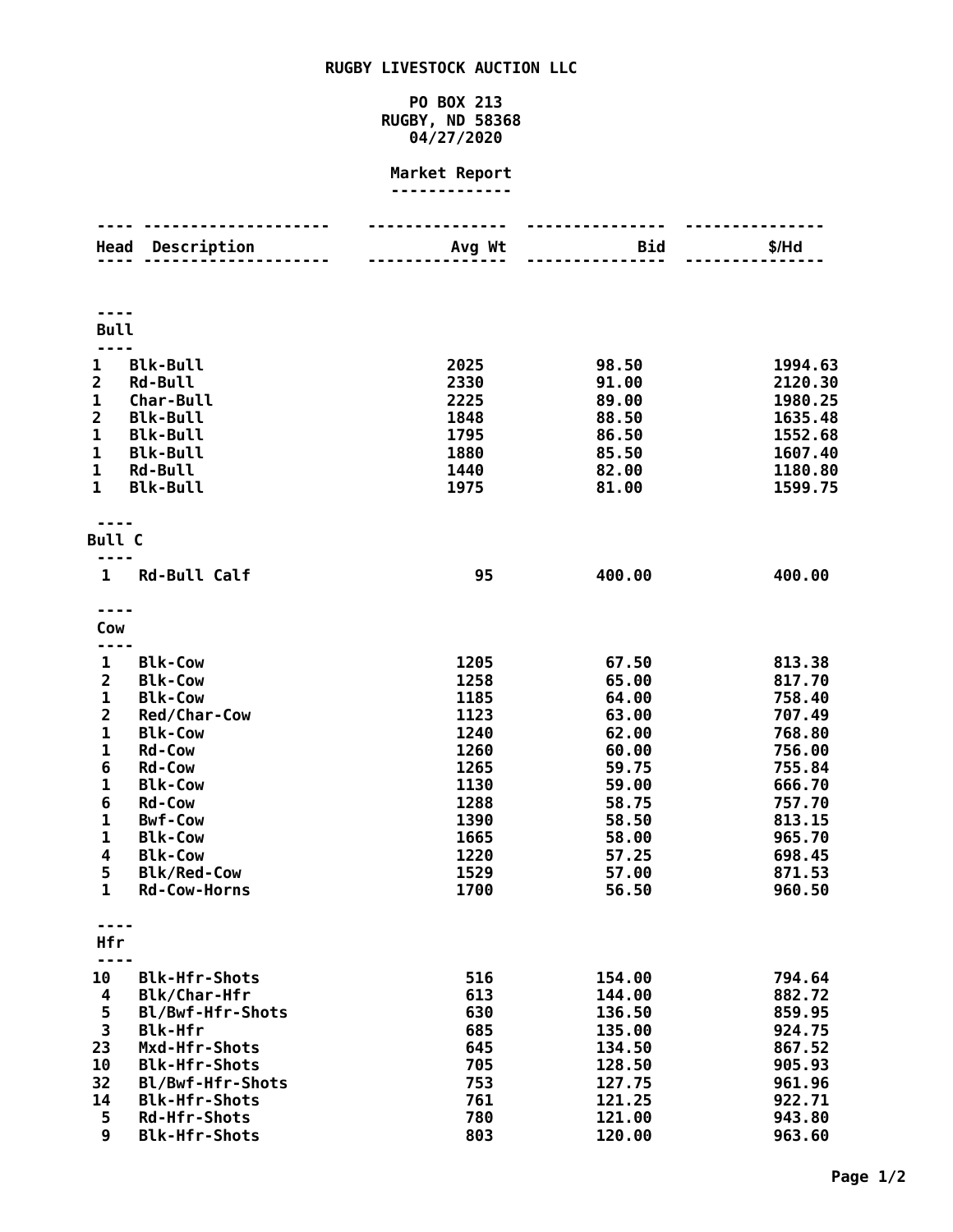# RUGBY LIVESTOCK AUCTION LLC

PO BOX 213
RUGBY, ND 58368
04/27/2020

## Market Report

| Head | Description | Avg Wt | Bid | $/Hd |
|---|---|---|---|---|
| **Bull** | | | | |
| 1 | Blk-Bull | 2025 | 98.50 | 1994.63 |
| 2 | Rd-Bull | 2330 | 91.00 | 2120.30 |
| 1 | Char-Bull | 2225 | 89.00 | 1980.25 |
| 2 | Blk-Bull | 1848 | 88.50 | 1635.48 |
| 1 | Blk-Bull | 1795 | 86.50 | 1552.68 |
| 1 | Blk-Bull | 1880 | 85.50 | 1607.40 |
| 1 | Rd-Bull | 1440 | 82.00 | 1180.80 |
| 1 | Blk-Bull | 1975 | 81.00 | 1599.75 |
| **Bull C** | | | | |
| 1 | Rd-Bull Calf | 95 | 400.00 | 400.00 |
| **Cow** | | | | |
| 1 | Blk-Cow | 1205 | 67.50 | 813.38 |
| 2 | Blk-Cow | 1258 | 65.00 | 817.70 |
| 1 | Blk-Cow | 1185 | 64.00 | 758.40 |
| 2 | Red/Char-Cow | 1123 | 63.00 | 707.49 |
| 1 | Blk-Cow | 1240 | 62.00 | 768.80 |
| 1 | Rd-Cow | 1260 | 60.00 | 756.00 |
| 6 | Rd-Cow | 1265 | 59.75 | 755.84 |
| 1 | Blk-Cow | 1130 | 59.00 | 666.70 |
| 6 | Rd-Cow | 1288 | 58.75 | 757.70 |
| 1 | Bwf-Cow | 1390 | 58.50 | 813.15 |
| 1 | Blk-Cow | 1665 | 58.00 | 965.70 |
| 4 | Blk-Cow | 1220 | 57.25 | 698.45 |
| 5 | Blk/Red-Cow | 1529 | 57.00 | 871.53 |
| 1 | Rd-Cow-Horns | 1700 | 56.50 | 960.50 |
| **Hfr** | | | | |
| 10 | Blk-Hfr-Shots | 516 | 154.00 | 794.64 |
| 4 | Blk/Char-Hfr | 613 | 144.00 | 882.72 |
| 5 | Bl/Bwf-Hfr-Shots | 630 | 136.50 | 859.95 |
| 3 | Blk-Hfr | 685 | 135.00 | 924.75 |
| 23 | Mxd-Hfr-Shots | 645 | 134.50 | 867.52 |
| 10 | Blk-Hfr-Shots | 705 | 128.50 | 905.93 |
| 32 | Bl/Bwf-Hfr-Shots | 753 | 127.75 | 961.96 |
| 14 | Blk-Hfr-Shots | 761 | 121.25 | 922.71 |
| 5 | Rd-Hfr-Shots | 780 | 121.00 | 943.80 |
| 9 | Blk-Hfr-Shots | 803 | 120.00 | 963.60 |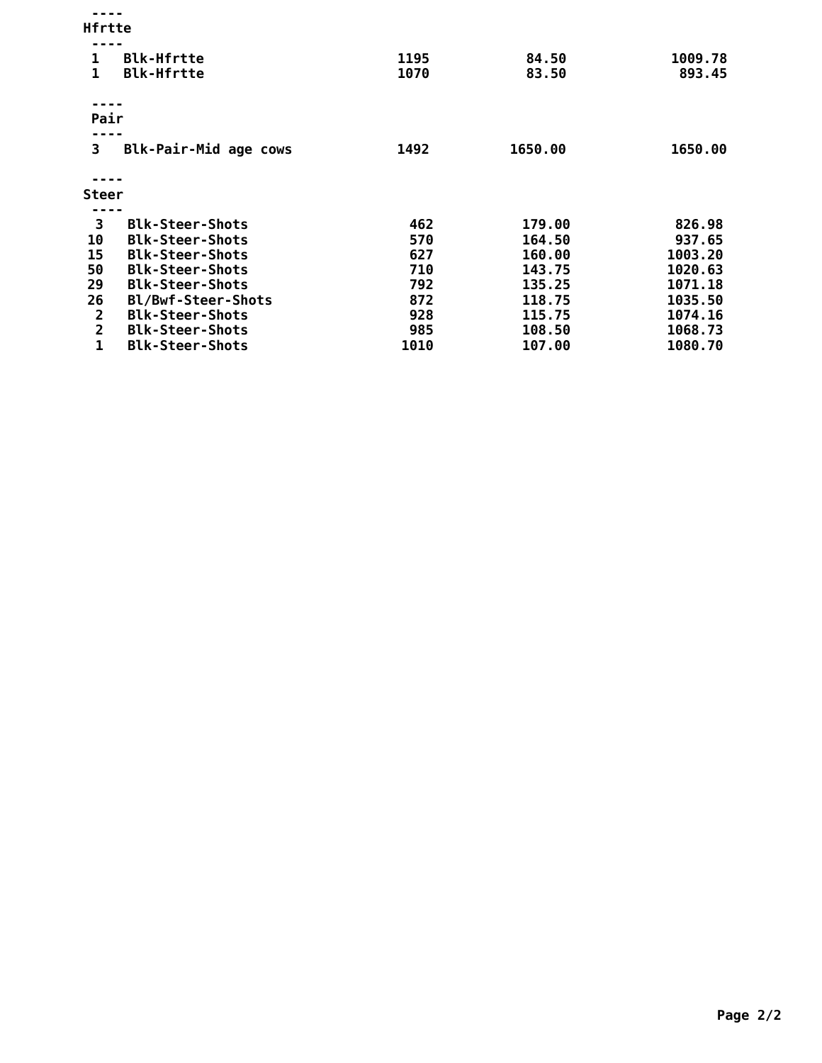----

Hfrtte

----

| | | | | |
|---|---|---|---|---|
| 1 | Blk-Hfrtte | 1195 | 84.50 | 1009.78 |
| 1 | Blk-Hfrtte | 1070 | 83.50 | 893.45 |

----

Pair

----

| | | | | |
|---|---|---|---|---|
| 3 | Blk-Pair-Mid age cows | 1492 | 1650.00 | 1650.00 |

----

Steer

----

| | | | | |
|---|---|---|---|---|
| 3 | Blk-Steer-Shots | 462 | 179.00 | 826.98 |
| 10 | Blk-Steer-Shots | 570 | 164.50 | 937.65 |
| 15 | Blk-Steer-Shots | 627 | 160.00 | 1003.20 |
| 50 | Blk-Steer-Shots | 710 | 143.75 | 1020.63 |
| 29 | Blk-Steer-Shots | 792 | 135.25 | 1071.18 |
| 26 | Bl/Bwf-Steer-Shots | 872 | 118.75 | 1035.50 |
| 2 | Blk-Steer-Shots | 928 | 115.75 | 1074.16 |
| 2 | Blk-Steer-Shots | 985 | 108.50 | 1068.73 |
| 1 | Blk-Steer-Shots | 1010 | 107.00 | 1080.70 |